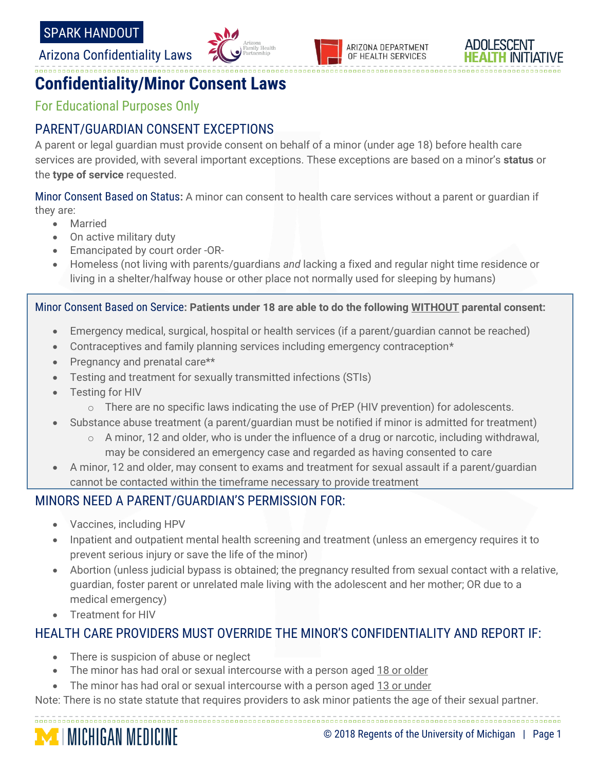SPARK HANDOUT

Arizona Confidentiality Laws

# Confidentiality/Minor Consent Laws

For Educational Purposes Only

## PARENT/GUARDIAN CONSENT EXCEPTIONS

A parent or legal guardian must provide consent on behalf of a minor (under age 18) before health care services are provided, with several important exceptions. These exceptions are based on a minor's **status** or the **type of service** requested.

Minor Consent Based on Status: A minor can consent to health care services without a parent or guardian if they are:

- Married
- On active military duty
- Emancipated by court order -OR-
- Homeless (not living with parents/guardians *and* lacking a fixed and regular night time residence or living in a shelter/halfway house or other place not normally used for sleeping by humans)

Minor Consent Based on Service: **Patients under 18 are able to do the following WITHOUT parental consent:**

- Emergency medical, surgical, hospital or health services (if a parent/guardian cannot be reached)
- Contraceptives and family planning services including emergency contraception*
- Pregnancy and prenatal care**
- Testing and treatment for sexually transmitted infections (STIs)
- Testing for HIV
  - There are no specific laws indicating the use of PrEP (HIV prevention) for adolescents.
- Substance abuse treatment (a parent/guardian must be notified if minor is admitted for treatment)
  - A minor, 12 and older, who is under the influence of a drug or narcotic, including withdrawal, may be considered an emergency case and regarded as having consented to care
- A minor, 12 and older, may consent to exams and treatment for sexual assault if a parent/guardian cannot be contacted within the timeframe necessary to provide treatment

## MINORS NEED A PARENT/GUARDIAN'S PERMISSION FOR:

- Vaccines, including HPV
- Inpatient and outpatient mental health screening and treatment (unless an emergency requires it to prevent serious injury or save the life of the minor)
- Abortion (unless judicial bypass is obtained; the pregnancy resulted from sexual contact with a relative, guardian, foster parent or unrelated male living with the adolescent and her mother; OR due to a medical emergency)
- Treatment for HIV

## HEALTH CARE PROVIDERS MUST OVERRIDE THE MINOR'S CONFIDENTIALITY AND REPORT IF:

- There is suspicion of abuse or neglect
- The minor has had oral or sexual intercourse with a person aged 18 or older
- The minor has had oral or sexual intercourse with a person aged 13 or under

Note: There is no state statute that requires providers to ask minor patients the age of their sexual partner.

© 2018 Regents of the University of Michigan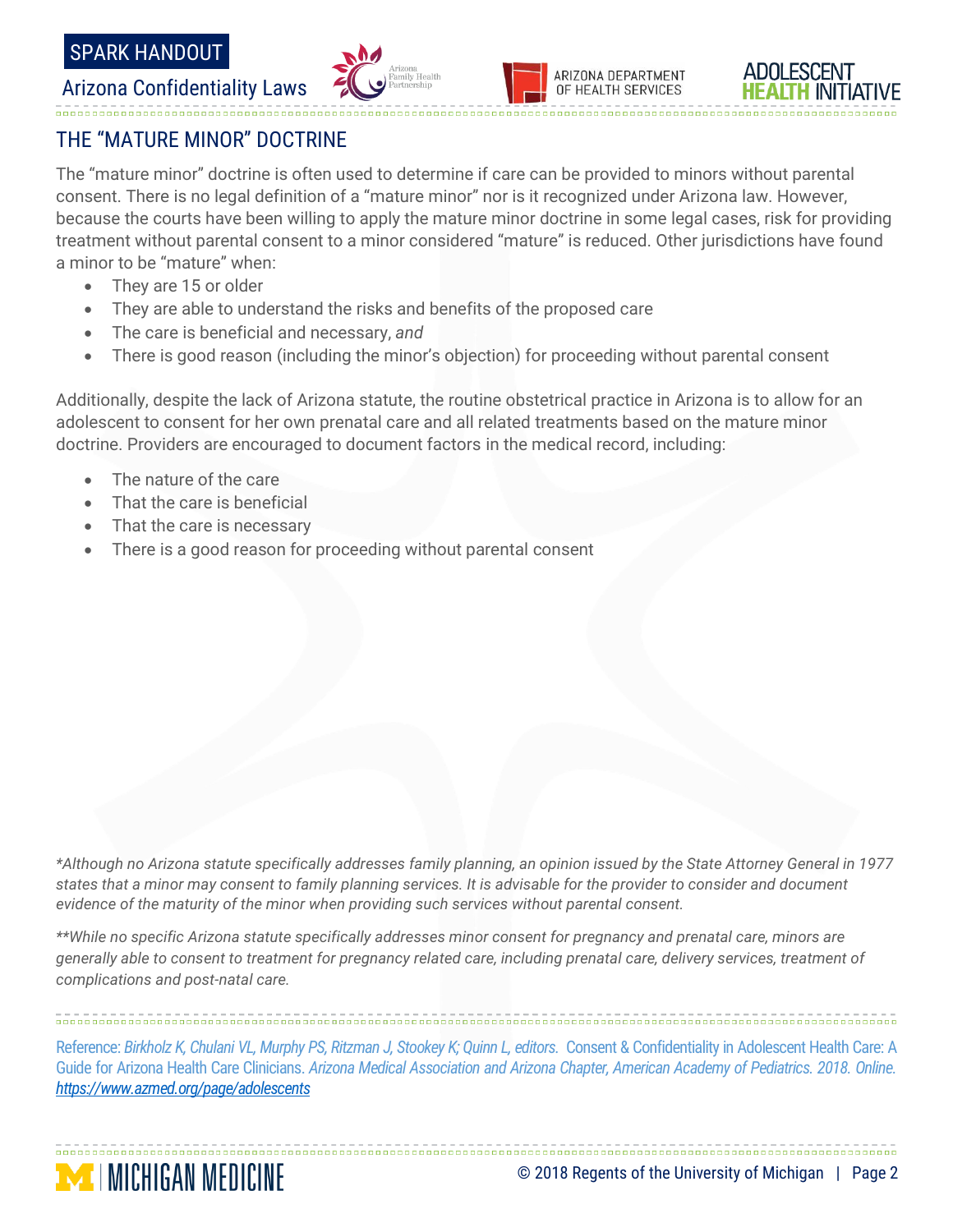## THE "MATURE MINOR" DOCTRINE

The "mature minor" doctrine is often used to determine if care can be provided to minors without parental consent. There is no legal definition of a "mature minor" nor is it recognized under Arizona law. However, because the courts have been willing to apply the mature minor doctrine in some legal cases, risk for providing treatment without parental consent to a minor considered "mature" is reduced. Other jurisdictions have found a minor to be "mature" when:

- They are 15 or older
- They are able to understand the risks and benefits of the proposed care
- The care is beneficial and necessary, *and*
- There is good reason (including the minor's objection) for proceeding without parental consent

Additionally, despite the lack of Arizona statute, the routine obstetrical practice in Arizona is to allow for an adolescent to consent for her own prenatal care and all related treatments based on the mature minor doctrine. Providers are encouraged to document factors in the medical record, including:

- The nature of the care
- That the care is beneficial
- That the care is necessary
- There is a good reason for proceeding without parental consent

*\*Although no Arizona statute specifically addresses family planning, an opinion issued by the State Attorney General in 1977 states that a minor may consent to family planning services. It is advisable for the provider to consider and document evidence of the maturity of the minor when providing such services without parental consent.*

*\*\*While no specific Arizona statute specifically addresses minor consent for pregnancy and prenatal care, minors are generally able to consent to treatment for pregnancy related care, including prenatal care, delivery services, treatment of complications and post-natal care.*

Reference: *Birkholz K, Chulani VL, Murphy PS, Ritzman J, Stookey K; Quinn L, editors.* Consent & Confidentiality in Adolescent Health Care: A Guide for Arizona Health Care Clinicians. *Arizona Medical Association and Arizona Chapter, American Academy of Pediatrics. 2018. Online. https://www.azmed.org/page/adolescents*